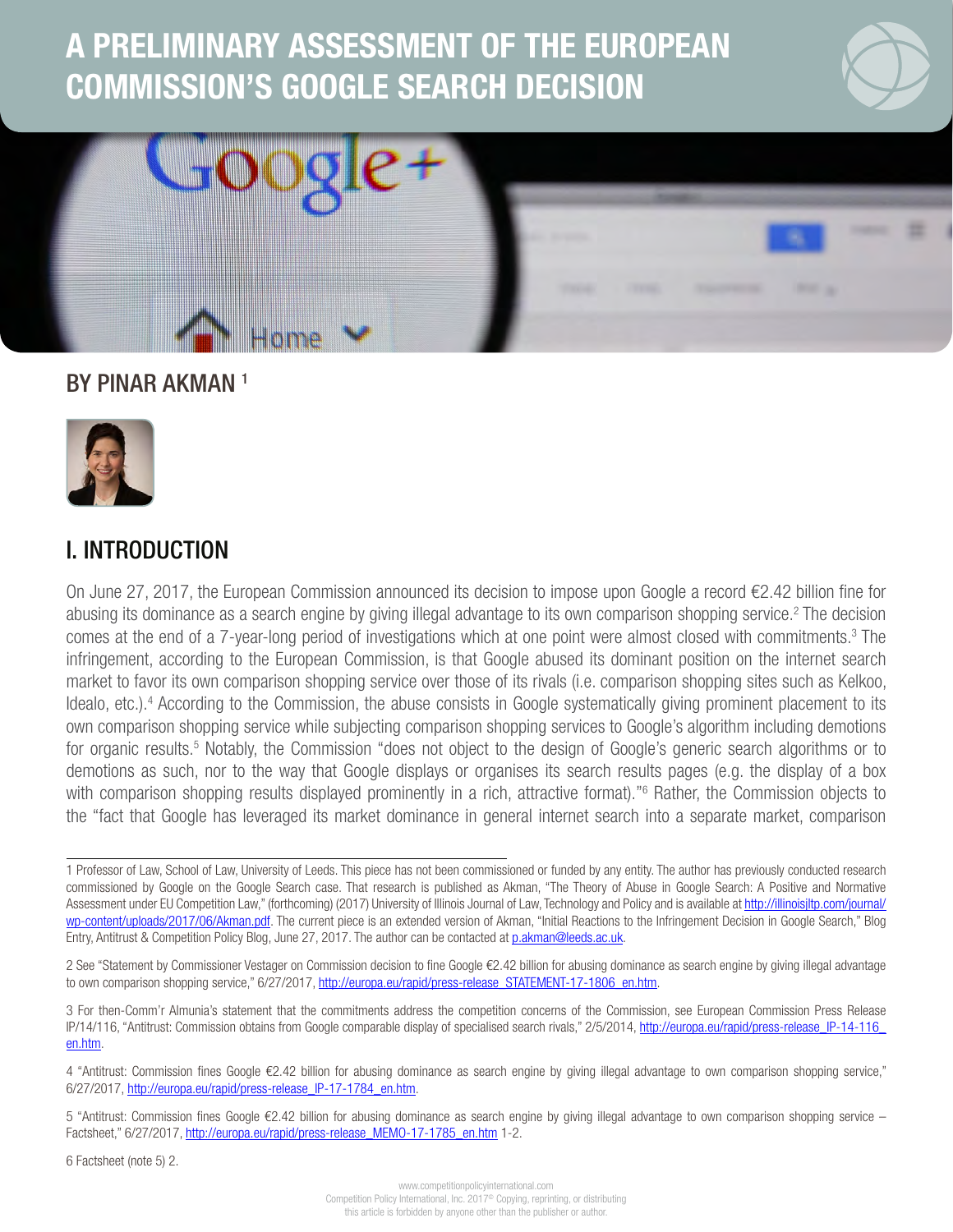# A PRELIMINARY ASSESSMENT OF THE EUROPEAN COMMISSION'S GOOGLE SEARCH DECISION

## BY PINAR AKMAN [1]

## I. INTRODUCTION

On June 27, 2017, the European Commission announced its decision to impose upon Google a record €2.42 billion fine for abusing its dominance as a search engine by giving illegal advantage to its own comparison shopping service.[2] The decision comes at the end of a 7-year-long period of investigations which at one point were almost closed with commitments.[3] The infringement, according to the European Commission, is that Google abused its dominant position on the internet search market to favor its own comparison shopping service over those of its rivals (i.e. comparison shopping sites such as Kelkoo, Idealo, etc.).[4] According to the Commission, the abuse consists in Google systematically giving prominent placement to its own comparison shopping service while subjecting comparison shopping services to Google's algorithm including demotions for organic results.[5] Notably, the Commission "does not object to the design of Google's generic search algorithms or to demotions as such, nor to the way that Google displays or organises its search results pages (e.g. the display of a box with comparison shopping results displayed prominently in a rich, attractive format)."[6] Rather, the Commission objects to the "fact that Google has leveraged its market dominance in general internet search into a separate market, comparison

---

1 Professor of Law, School of Law, University of Leeds. This piece has not been commissioned or funded by any entity. The author has previously conducted research commissioned by Google on the Google Search case. That research is published as Akman, "The Theory of Abuse in Google Search: A Positive and Normative Assessment under EU Competition Law," (forthcoming) (2017) University of Illinois Journal of Law, Technology and Policy and is available at http://illinoisjltp.com/journal/wp-content/uploads/2017/06/Akman.pdf. The current piece is an extended version of Akman, "Initial Reactions to the Infringement Decision in Google Search," Blog Entry, Antitrust & Competition Policy Blog, June 27, 2017. The author can be contacted at p.akman@leeds.ac.uk.

2 See "Statement by Commissioner Vestager on Commission decision to fine Google €2.42 billion for abusing dominance as search engine by giving illegal advantage to own comparison shopping service," 6/27/2017, http://europa.eu/rapid/press-release_STATEMENT-17-1806_en.htm.

3 For then-Comm'r Almunia's statement that the commitments address the competition concerns of the Commission, see European Commission Press Release IP/14/116, "Antitrust: Commission obtains from Google comparable display of specialised search rivals," 2/5/2014, http://europa.eu/rapid/press-release_IP-14-116_en.htm.

4 "Antitrust: Commission fines Google €2.42 billion for abusing dominance as search engine by giving illegal advantage to own comparison shopping service," 6/27/2017, http://europa.eu/rapid/press-release_IP-17-1784_en.htm.

5 "Antitrust: Commission fines Google €2.42 billion for abusing dominance as search engine by giving illegal advantage to own comparison shopping service – Factsheet," 6/27/2017, http://europa.eu/rapid/press-release_MEMO-17-1785_en.htm 1-2.

6 Factsheet (note 5) 2.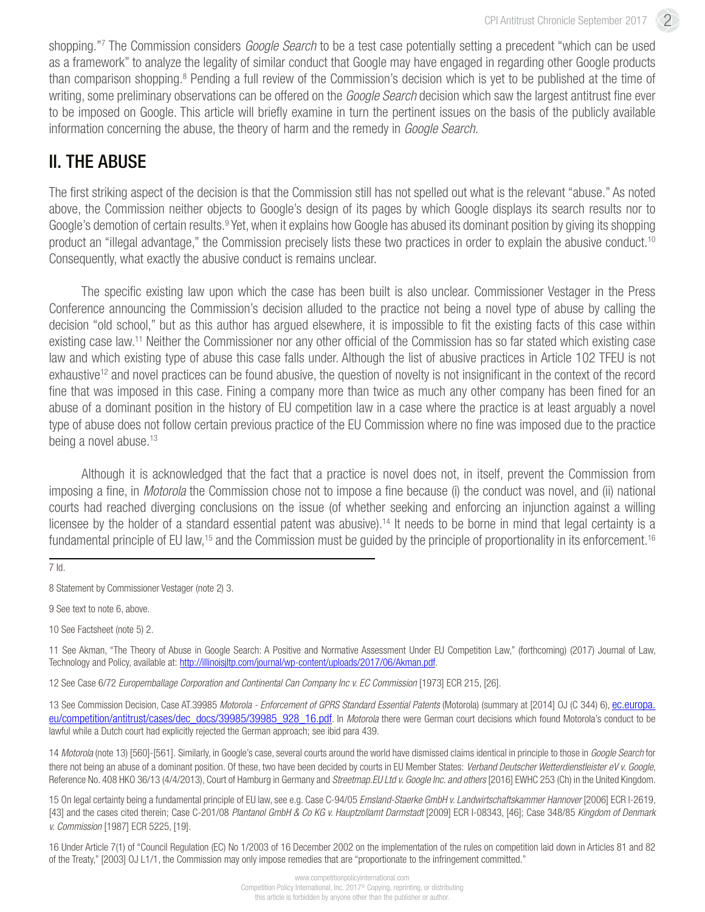shopping."[7] The Commission considers *Google Search* to be a test case potentially setting a precedent "which can be used as a framework" to analyze the legality of similar conduct that Google may have engaged in regarding other Google products than comparison shopping.[8] Pending a full review of the Commission's decision which is yet to be published at the time of writing, some preliminary observations can be offered on the *Google Search* decision which saw the largest antitrust fine ever to be imposed on Google. This article will briefly examine in turn the pertinent issues on the basis of the publicly available information concerning the abuse, the theory of harm and the remedy in *Google Search.*

## II. THE ABUSE

The first striking aspect of the decision is that the Commission still has not spelled out what is the relevant "abuse." As noted above, the Commission neither objects to Google's design of its pages by which Google displays its search results nor to Google's demotion of certain results.[9] Yet, when it explains how Google has abused its dominant position by giving its shopping product an "illegal advantage," the Commission precisely lists these two practices in order to explain the abusive conduct.[10] Consequently, what exactly the abusive conduct is remains unclear.

The specific existing law upon which the case has been built is also unclear. Commissioner Vestager in the Press Conference announcing the Commission's decision alluded to the practice not being a novel type of abuse by calling the decision "old school," but as this author has argued elsewhere, it is impossible to fit the existing facts of this case within existing case law.[11] Neither the Commissioner nor any other official of the Commission has so far stated which existing case law and which existing type of abuse this case falls under. Although the list of abusive practices in Article 102 TFEU is not exhaustive[12] and novel practices can be found abusive, the question of novelty is not insignificant in the context of the record fine that was imposed in this case. Fining a company more than twice as much any other company has been fined for an abuse of a dominant position in the history of EU competition law in a case where the practice is at least arguably a novel type of abuse does not follow certain previous practice of the EU Commission where no fine was imposed due to the practice being a novel abuse.[13]

Although it is acknowledged that the fact that a practice is novel does not, in itself, prevent the Commission from imposing a fine, in *Motorola* the Commission chose not to impose a fine because (i) the conduct was novel, and (ii) national courts had reached diverging conclusions on the issue (of whether seeking and enforcing an injunction against a willing licensee by the holder of a standard essential patent was abusive).[14] It needs to be borne in mind that legal certainty is a fundamental principle of EU law,[15] and the Commission must be guided by the principle of proportionality in its enforcement.[16]

---

7 Id.

8 Statement by Commissioner Vestager (note 2) 3.

9 See text to note 6, above.

10 See Factsheet (note 5) 2.

11 See Akman, "The Theory of Abuse in Google Search: A Positive and Normative Assessment Under EU Competition Law," (forthcoming) (2017) Journal of Law, Technology and Policy, available at: http://illinoisjltp.com/journal/wp-content/uploads/2017/06/Akman.pdf.

12 See Case 6/72 *Europemballage Corporation and Continental Can Company Inc v. EC Commission* [1973] ECR 215, [26].

13 See Commission Decision, Case AT.39985 *Motorola - Enforcement of GPRS Standard Essential Patents* (Motorola) (summary at [2014] OJ (C 344) 6), ec.europa.eu/competition/antitrust/cases/dec_docs/39985/39985_928_16.pdf. In *Motorola* there were German court decisions which found Motorola's conduct to be lawful while a Dutch court had explicitly rejected the German approach; see ibid para 439.

14 *Motorola* (note 13) [560]-[561]. Similarly, in Google's case, several courts around the world have dismissed claims identical in principle to those in *Google Search* for there not being an abuse of a dominant position. Of these, two have been decided by courts in EU Member States: *Verband Deutscher Wetterdienstleister eV v. Google,* Reference No. 408 HKO 36/13 (4/4/2013), Court of Hamburg in Germany and *Streetmap.EU Ltd v. Google Inc. and others* [2016] EWHC 253 (Ch) in the United Kingdom.

15 On legal certainty being a fundamental principle of EU law, see e.g. Case C-94/05 *Emsland-Staerke GmbH v. Landwirtschaftskammer Hannover* [2006] ECR I-2619, [43] and the cases cited therein; Case C-201/08 *Plantanol GmbH & Co KG v. Hauptzollamt Darmstadt* [2009] ECR I-08343, [46]; Case 348/85 *Kingdom of Denmark v. Commission* [1987] ECR 5225, [19].

16 Under Article 7(1) of "Council Regulation (EC) No 1/2003 of 16 December 2002 on the implementation of the rules on competition laid down in Articles 81 and 82 of the Treaty," [2003] OJ L1/1, the Commission may only impose remedies that are "proportionate to the infringement committed."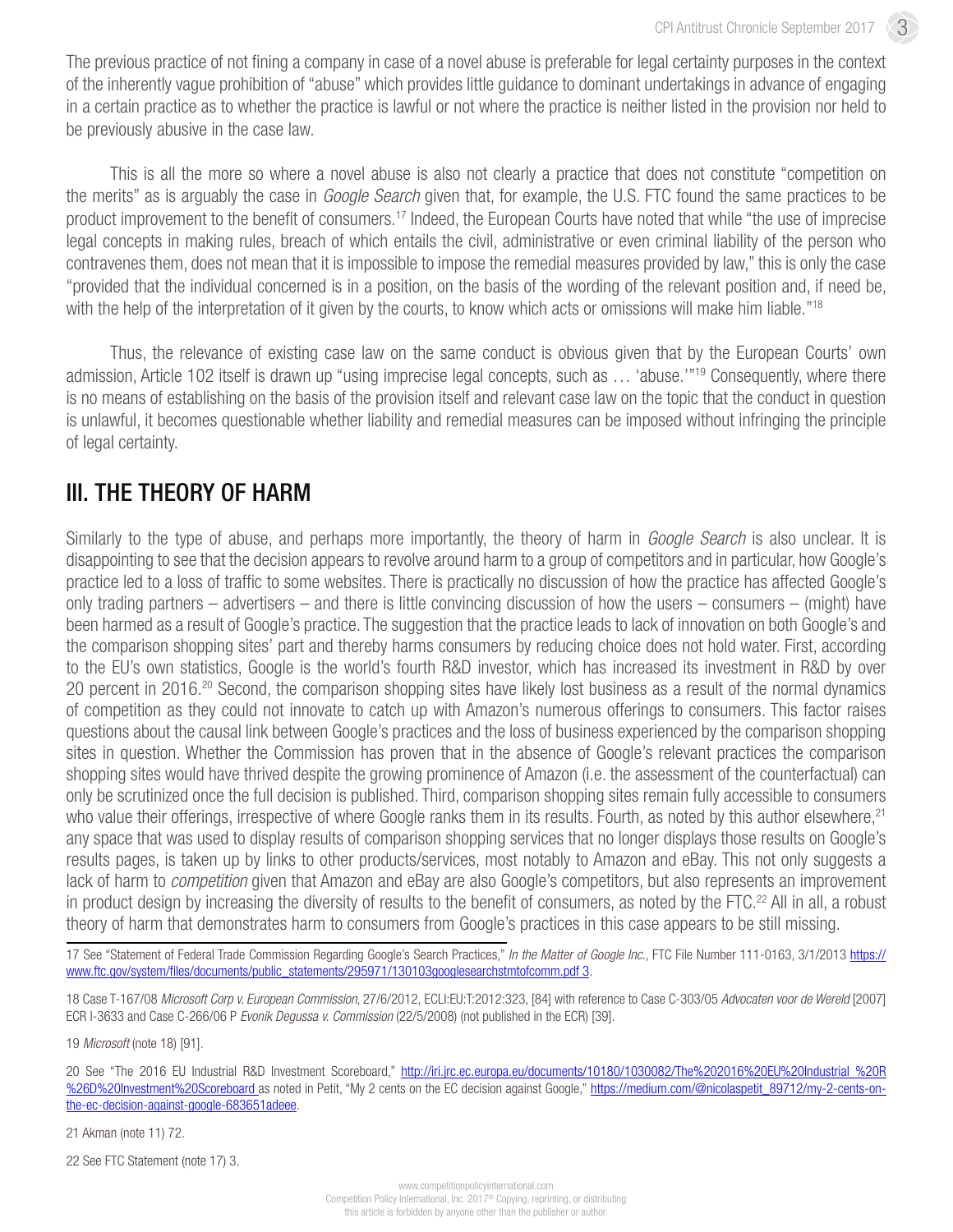The previous practice of not fining a company in case of a novel abuse is preferable for legal certainty purposes in the context of the inherently vague prohibition of "abuse" which provides little guidance to dominant undertakings in advance of engaging in a certain practice as to whether the practice is lawful or not where the practice is neither listed in the provision nor held to be previously abusive in the case law.

This is all the more so where a novel abuse is also not clearly a practice that does not constitute "competition on the merits" as is arguably the case in *Google Search* given that, for example, the U.S. FTC found the same practices to be product improvement to the benefit of consumers.[17] Indeed, the European Courts have noted that while "the use of imprecise legal concepts in making rules, breach of which entails the civil, administrative or even criminal liability of the person who contravenes them, does not mean that it is impossible to impose the remedial measures provided by law," this is only the case "provided that the individual concerned is in a position, on the basis of the wording of the relevant position and, if need be, with the help of the interpretation of it given by the courts, to know which acts or omissions will make him liable."[18]

Thus, the relevance of existing case law on the same conduct is obvious given that by the European Courts' own admission, Article 102 itself is drawn up "using imprecise legal concepts, such as … 'abuse.'"[19] Consequently, where there is no means of establishing on the basis of the provision itself and relevant case law on the topic that the conduct in question is unlawful, it becomes questionable whether liability and remedial measures can be imposed without infringing the principle of legal certainty.

## III. THE THEORY OF HARM

Similarly to the type of abuse, and perhaps more importantly, the theory of harm in *Google Search* is also unclear. It is disappointing to see that the decision appears to revolve around harm to a group of competitors and in particular, how Google's practice led to a loss of traffic to some websites. There is practically no discussion of how the practice has affected Google's only trading partners – advertisers – and there is little convincing discussion of how the users – consumers – (might) have been harmed as a result of Google's practice. The suggestion that the practice leads to lack of innovation on both Google's and the comparison shopping sites' part and thereby harms consumers by reducing choice does not hold water. First, according to the EU's own statistics, Google is the world's fourth R&D investor, which has increased its investment in R&D by over 20 percent in 2016.[20] Second, the comparison shopping sites have likely lost business as a result of the normal dynamics of competition as they could not innovate to catch up with Amazon's numerous offerings to consumers. This factor raises questions about the causal link between Google's practices and the loss of business experienced by the comparison shopping sites in question. Whether the Commission has proven that in the absence of Google's relevant practices the comparison shopping sites would have thrived despite the growing prominence of Amazon (i.e. the assessment of the counterfactual) can only be scrutinized once the full decision is published. Third, comparison shopping sites remain fully accessible to consumers who value their offerings, irrespective of where Google ranks them in its results. Fourth, as noted by this author elsewhere,[21] any space that was used to display results of comparison shopping services that no longer displays those results on Google's results pages, is taken up by links to other products/services, most notably to Amazon and eBay. This not only suggests a lack of harm to *competition* given that Amazon and eBay are also Google's competitors, but also represents an improvement in product design by increasing the diversity of results to the benefit of consumers, as noted by the FTC.[22] All in all, a robust theory of harm that demonstrates harm to consumers from Google's practices in this case appears to be still missing.

---

17 See "Statement of Federal Trade Commission Regarding Google's Search Practices," *In the Matter of Google Inc.*, FTC File Number 111-0163, 3/1/2013 https://www.ftc.gov/system/files/documents/public_statements/295971/130103googlesearchstmtofcomm.pdf 3.

18 Case T-167/08 *Microsoft Corp v. European Commission*, 27/6/2012, ECLI:EU:T:2012:323, [84] with reference to Case C-303/05 *Advocaten voor de Wereld* [2007] ECR I-3633 and Case C-266/06 P *Evonik Degussa v. Commission* (22/5/2008) (not published in the ECR) [39].

19 *Microsoft* (note 18) [91].

20 See "The 2016 EU Industrial R&D Investment Scoreboard," http://iri.jrc.ec.europa.eu/documents/10180/1030082/The%202016%20EU%20Industrial_%20R%26D%20Investment%20Scoreboard as noted in Petit, "My 2 cents on the EC decision against Google," https://medium.com/@nicolaspetit_89712/my-2-cents-on-the-ec-decision-against-google-683651adeee.

21 Akman (note 11) 72.

22 See FTC Statement (note 17) 3.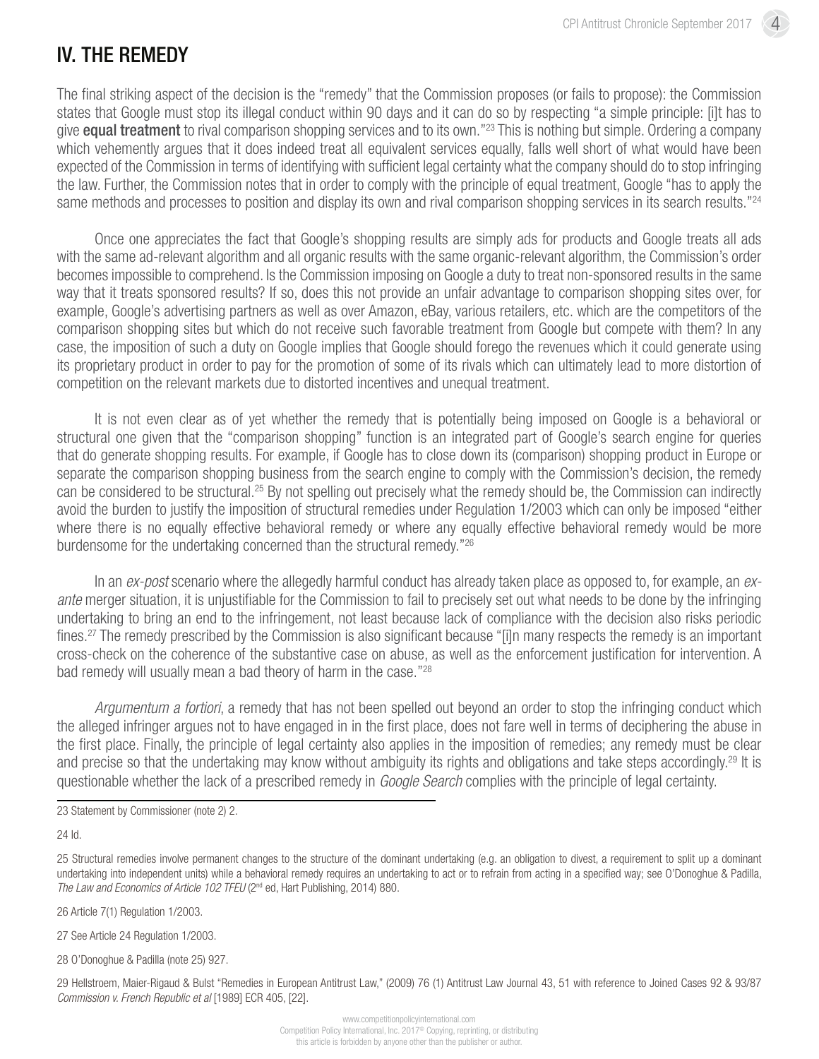## IV. THE REMEDY

The final striking aspect of the decision is the "remedy" that the Commission proposes (or fails to propose): the Commission states that Google must stop its illegal conduct within 90 days and it can do so by respecting "a simple principle: [i]t has to give **equal treatment** to rival comparison shopping services and to its own."[23] This is nothing but simple. Ordering a company which vehemently argues that it does indeed treat all equivalent services equally, falls well short of what would have been expected of the Commission in terms of identifying with sufficient legal certainty what the company should do to stop infringing the law. Further, the Commission notes that in order to comply with the principle of equal treatment, Google "has to apply the same methods and processes to position and display its own and rival comparison shopping services in its search results."[24]

Once one appreciates the fact that Google's shopping results are simply ads for products and Google treats all ads with the same ad-relevant algorithm and all organic results with the same organic-relevant algorithm, the Commission's order becomes impossible to comprehend. Is the Commission imposing on Google a duty to treat non-sponsored results in the same way that it treats sponsored results? If so, does this not provide an unfair advantage to comparison shopping sites over, for example, Google's advertising partners as well as over Amazon, eBay, various retailers, etc. which are the competitors of the comparison shopping sites but which do not receive such favorable treatment from Google but compete with them? In any case, the imposition of such a duty on Google implies that Google should forego the revenues which it could generate using its proprietary product in order to pay for the promotion of some of its rivals which can ultimately lead to more distortion of competition on the relevant markets due to distorted incentives and unequal treatment.

It is not even clear as of yet whether the remedy that is potentially being imposed on Google is a behavioral or structural one given that the "comparison shopping" function is an integrated part of Google's search engine for queries that do generate shopping results. For example, if Google has to close down its (comparison) shopping product in Europe or separate the comparison shopping business from the search engine to comply with the Commission's decision, the remedy can be considered to be structural.[25] By not spelling out precisely what the remedy should be, the Commission can indirectly avoid the burden to justify the imposition of structural remedies under Regulation 1/2003 which can only be imposed "either where there is no equally effective behavioral remedy or where any equally effective behavioral remedy would be more burdensome for the undertaking concerned than the structural remedy."[26]

In an *ex-post* scenario where the allegedly harmful conduct has already taken place as opposed to, for example, an *ex-ante* merger situation, it is unjustifiable for the Commission to fail to precisely set out what needs to be done by the infringing undertaking to bring an end to the infringement, not least because lack of compliance with the decision also risks periodic fines.[27] The remedy prescribed by the Commission is also significant because "[i]n many respects the remedy is an important cross-check on the coherence of the substantive case on abuse, as well as the enforcement justification for intervention. A bad remedy will usually mean a bad theory of harm in the case."[28]

*Argumentum a fortiori*, a remedy that has not been spelled out beyond an order to stop the infringing conduct which the alleged infringer argues not to have engaged in in the first place, does not fare well in terms of deciphering the abuse in the first place. Finally, the principle of legal certainty also applies in the imposition of remedies; any remedy must be clear and precise so that the undertaking may know without ambiguity its rights and obligations and take steps accordingly.[29] It is questionable whether the lack of a prescribed remedy in *Google Search* complies with the principle of legal certainty.

---

23 Statement by Commissioner (note 2) 2.

24 Id.

25 Structural remedies involve permanent changes to the structure of the dominant undertaking (e.g. an obligation to divest, a requirement to split up a dominant undertaking into independent units) while a behavioral remedy requires an undertaking to act or to refrain from acting in a specified way; see O'Donoghue & Padilla, *The Law and Economics of Article 102 TFEU* (2nd ed, Hart Publishing, 2014) 880.

26 Article 7(1) Regulation 1/2003.

27 See Article 24 Regulation 1/2003.

28 O'Donoghue & Padilla (note 25) 927.

29 Hellstroem, Maier-Rigaud & Bulst "Remedies in European Antitrust Law," (2009) 76 (1) Antitrust Law Journal 43, 51 with reference to Joined Cases 92 & 93/87 *Commission v. French Republic et al* [1989] ECR 405, [22].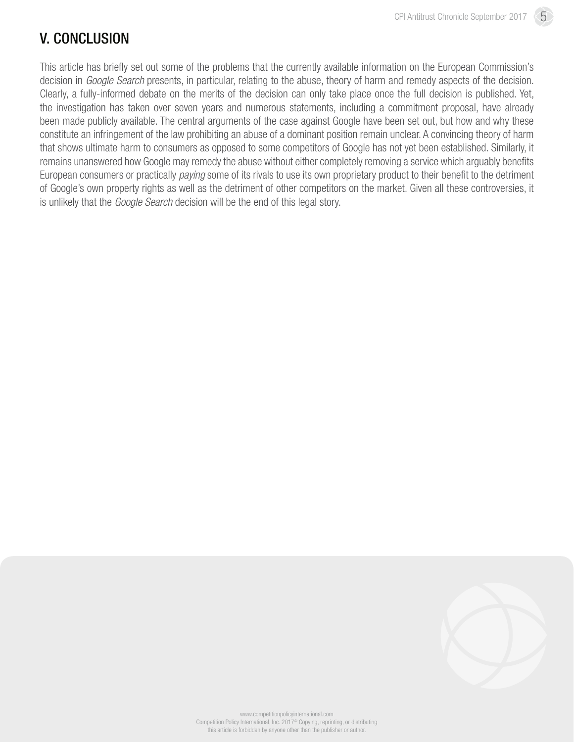## V. CONCLUSION

This article has briefly set out some of the problems that the currently available information on the European Commission's decision in *Google Search* presents, in particular, relating to the abuse, theory of harm and remedy aspects of the decision. Clearly, a fully-informed debate on the merits of the decision can only take place once the full decision is published. Yet, the investigation has taken over seven years and numerous statements, including a commitment proposal, have already been made publicly available. The central arguments of the case against Google have been set out, but how and why these constitute an infringement of the law prohibiting an abuse of a dominant position remain unclear. A convincing theory of harm that shows ultimate harm to consumers as opposed to some competitors of Google has not yet been established. Similarly, it remains unanswered how Google may remedy the abuse without either completely removing a service which arguably benefits European consumers or practically *paying* some of its rivals to use its own proprietary product to their benefit to the detriment of Google's own property rights as well as the detriment of other competitors on the market. Given all these controversies, it is unlikely that the *Google Search* decision will be the end of this legal story.